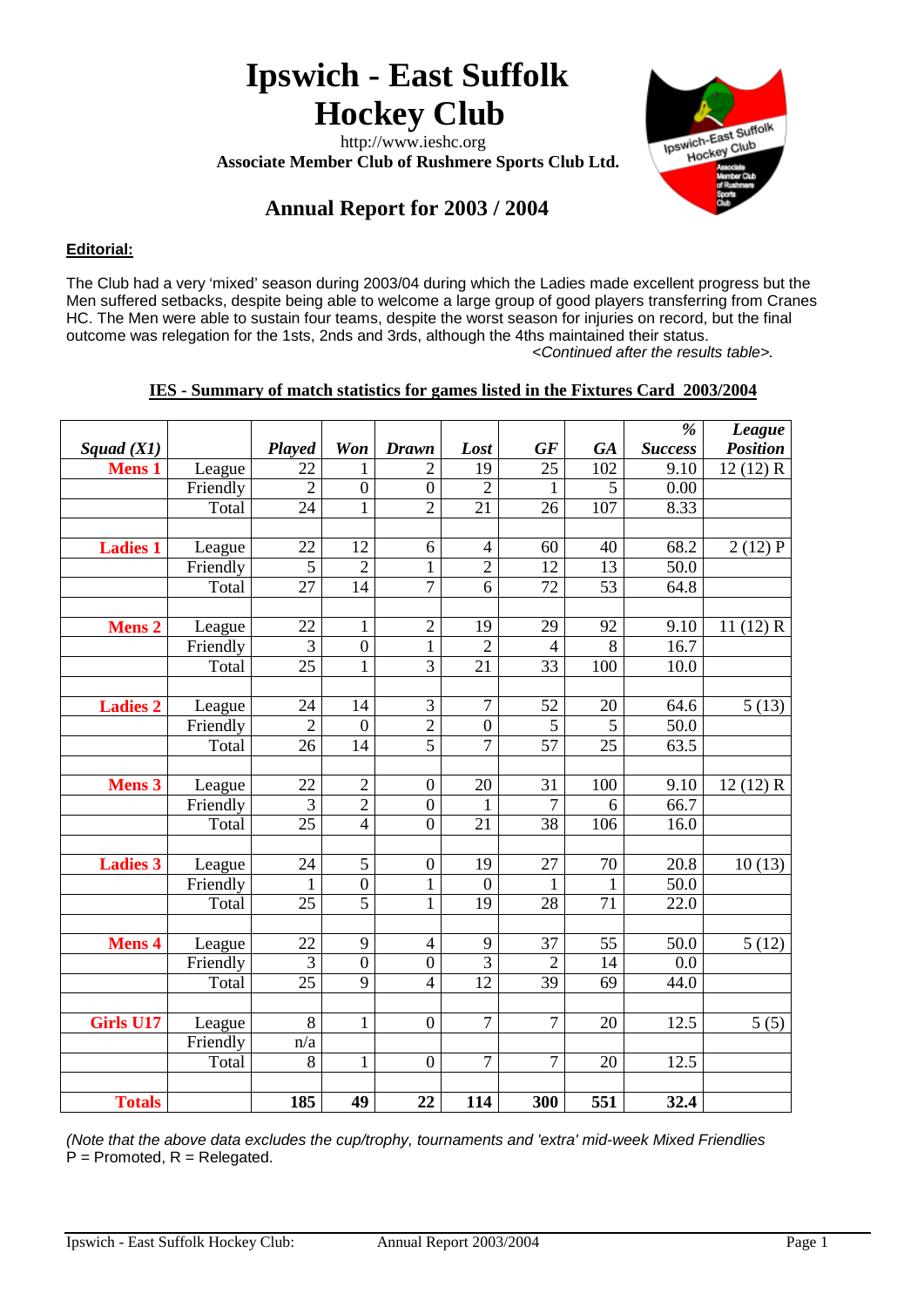# Ipswich - East Suffolk Hockey Club

http://www.ieshc.org

**Associate Member Club of Rushmere Sports Club Ltd.**

## Annual Report for 2003 / 2004

### Editorial:

The Club had a very 'mixed' season during 2003/04 during which the Ladies made excellent progress but the Men suffered setbacks, despite being able to welcome a large group of good players transferring from Cranes HC. The Men were able to sustain four teams, despite the worst season for injuries on record, but the final outcome was relegation for the 1sts, 2nds and 3rds, although the 4ths maintained their status.

*<Continued after the results table>.*

**IES - Summary of match statistics for games listed in the Fixtures Card 2003/2004**

| *Squad (X1)* | | *Played* | *Won* | *Drawn* | *Lost* | *GF* | *GA* | *% Success* | *League Position* |
|---|---|---|---|---|---|---|---|---|---|
| **Mens 1** | League | 22 | 1 | 2 | 19 | 25 | 102 | 9.10 | 12 (12) R |
| | Friendly | 2 | 0 | 0 | 2 | 1 | 5 | 0.00 | |
| | Total | 24 | 1 | 2 | 21 | 26 | 107 | 8.33 | |
| | | | | | | | | | |
| **Ladies 1** | League | 22 | 12 | 6 | 4 | 60 | 40 | 68.2 | 2 (12) P |
| | Friendly | 5 | 2 | 1 | 2 | 12 | 13 | 50.0 | |
| | Total | 27 | 14 | 7 | 6 | 72 | 53 | 64.8 | |
| | | | | | | | | | |
| **Mens 2** | League | 22 | 1 | 2 | 19 | 29 | 92 | 9.10 | 11 (12) R |
| | Friendly | 3 | 0 | 1 | 2 | 4 | 8 | 16.7 | |
| | Total | 25 | 1 | 3 | 21 | 33 | 100 | 10.0 | |
| | | | | | | | | | |
| **Ladies 2** | League | 24 | 14 | 3 | 7 | 52 | 20 | 64.6 | 5 (13) |
| | Friendly | 2 | 0 | 2 | 0 | 5 | 5 | 50.0 | |
| | Total | 26 | 14 | 5 | 7 | 57 | 25 | 63.5 | |
| | | | | | | | | | |
| **Mens 3** | League | 22 | 2 | 0 | 20 | 31 | 100 | 9.10 | 12 (12) R |
| | Friendly | 3 | 2 | 0 | 1 | 7 | 6 | 66.7 | |
| | Total | 25 | 4 | 0 | 21 | 38 | 106 | 16.0 | |
| | | | | | | | | | |
| **Ladies 3** | League | 24 | 5 | 0 | 19 | 27 | 70 | 20.8 | 10 (13) |
| | Friendly | 1 | 0 | 1 | 0 | 1 | 1 | 50.0 | |
| | Total | 25 | 5 | 1 | 19 | 28 | 71 | 22.0 | |
| | | | | | | | | | |
| **Mens 4** | League | 22 | 9 | 4 | 9 | 37 | 55 | 50.0 | 5 (12) |
| | Friendly | 3 | 0 | 0 | 3 | 2 | 14 | 0.0 | |
| | Total | 25 | 9 | 4 | 12 | 39 | 69 | 44.0 | |
| | | | | | | | | | |
| **Girls U17** | League | 8 | 1 | 0 | 7 | 7 | 20 | 12.5 | 5 (5) |
| | Friendly | n/a | | | | | | | |
| | Total | 8 | 1 | 0 | 7 | 7 | 20 | 12.5 | |
| | | | | | | | | | |
| **Totals** | | **185** | **49** | **22** | **114** | **300** | **551** | **32.4** | |

*(Note that the above data excludes the cup/trophy, tournaments and 'extra' mid-week Mixed Friendlies*

P = Promoted, R = Relegated.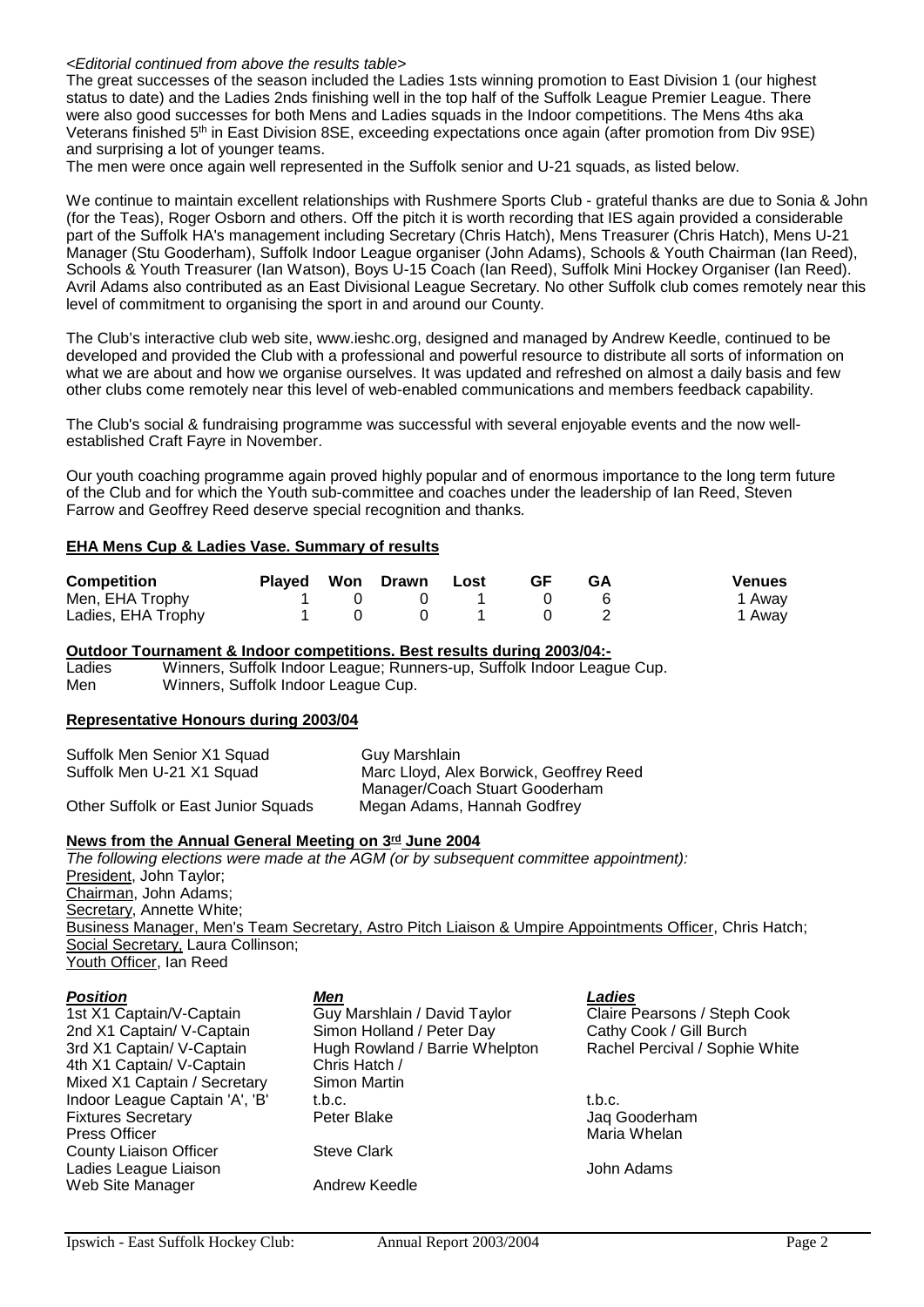*<Editorial continued from above the results table>*

The great successes of the season included the Ladies 1sts winning promotion to East Division 1 (our highest status to date) and the Ladies 2nds finishing well in the top half of the Suffolk League Premier League. There were also good successes for both Mens and Ladies squads in the Indoor competitions. The Mens 4ths aka Veterans finished 5th in East Division 8SE, exceeding expectations once again (after promotion from Div 9SE) and surprising a lot of younger teams.

The men were once again well represented in the Suffolk senior and U-21 squads, as listed below.

We continue to maintain excellent relationships with Rushmere Sports Club - grateful thanks are due to Sonia & John (for the Teas), Roger Osborn and others. Off the pitch it is worth recording that IES again provided a considerable part of the Suffolk HA's management including Secretary (Chris Hatch), Mens Treasurer (Chris Hatch), Mens U-21 Manager (Stu Gooderham), Suffolk Indoor League organiser (John Adams), Schools & Youth Chairman (Ian Reed), Schools & Youth Treasurer (Ian Watson), Boys U-15 Coach (Ian Reed), Suffolk Mini Hockey Organiser (Ian Reed). Avril Adams also contributed as an East Divisional League Secretary. No other Suffolk club comes remotely near this level of commitment to organising the sport in and around our County.

The Club's interactive club web site, www.ieshc.org, designed and managed by Andrew Keedle, continued to be developed and provided the Club with a professional and powerful resource to distribute all sorts of information on what we are about and how we organise ourselves. It was updated and refreshed on almost a daily basis and few other clubs come remotely near this level of web-enabled communications and members feedback capability.

The Club's social & fundraising programme was successful with several enjoyable events and the now well-established Craft Fayre in November.

Our youth coaching programme again proved highly popular and of enormous importance to the long term future of the Club and for which the Youth sub-committee and coaches under the leadership of Ian Reed, Steven Farrow and Geoffrey Reed deserve special recognition and thanks.

## EHA Mens Cup & Ladies Vase. Summary of results

| Competition | Played | Won | Drawn | Lost | GF | GA | Venues |
|---|---|---|---|---|---|---|---|
| Men, EHA Trophy | 1 | 0 | 0 | 1 | 0 | 6 | 1 Away |
| Ladies, EHA Trophy | 1 | 0 | 0 | 1 | 0 | 2 | 1 Away |

## Outdoor Tournament & Indoor competitions. Best results during 2003/04:-

| | |
|---|---|
| Ladies | Winners, Suffolk Indoor League; Runners-up, Suffolk Indoor League Cup. |
| Men | Winners, Suffolk Indoor League Cup. |

## Representative Honours during 2003/04

| | |
|---|---|
| Suffolk Men Senior X1 Squad | Guy Marshlain |
| Suffolk Men U-21 X1 Squad | Marc Lloyd, Alex Borwick, Geoffrey Reed<br>Manager/Coach Stuart Gooderham |
| Other Suffolk or East Junior Squads | Megan Adams, Hannah Godfrey |

## News from the Annual General Meeting on 3rd June 2004

*The following elections were made at the AGM (or by subsequent committee appointment):*

President, John Taylor;
Chairman, John Adams;
Secretary, Annette White;
Business Manager, Men's Team Secretary, Astro Pitch Liaison & Umpire Appointments Officer, Chris Hatch;
Social Secretary, Laura Collinson;
Youth Officer, Ian Reed

| ***Position*** | ***Men*** | ***Ladies*** |
|---|---|---|
| 1st X1 Captain/V-Captain | Guy Marshlain / David Taylor | Claire Pearsons / Steph Cook |
| 2nd X1 Captain/ V-Captain | Simon Holland / Peter Day | Cathy Cook / Gill Burch |
| 3rd X1 Captain/ V-Captain | Hugh Rowland / Barrie Whelpton | Rachel Percival / Sophie White |
| 4th X1 Captain/ V-Captain | Chris Hatch / | |
| Mixed X1 Captain / Secretary | Simon Martin | |
| Indoor League Captain 'A', 'B' | t.b.c. | t.b.c. |
| Fixtures Secretary | Peter Blake | Jaq Gooderham |
| Press Officer | | Maria Whelan |
| County Liaison Officer | Steve Clark | |
| Ladies League Liaison | | John Adams |
| Web Site Manager | Andrew Keedle | |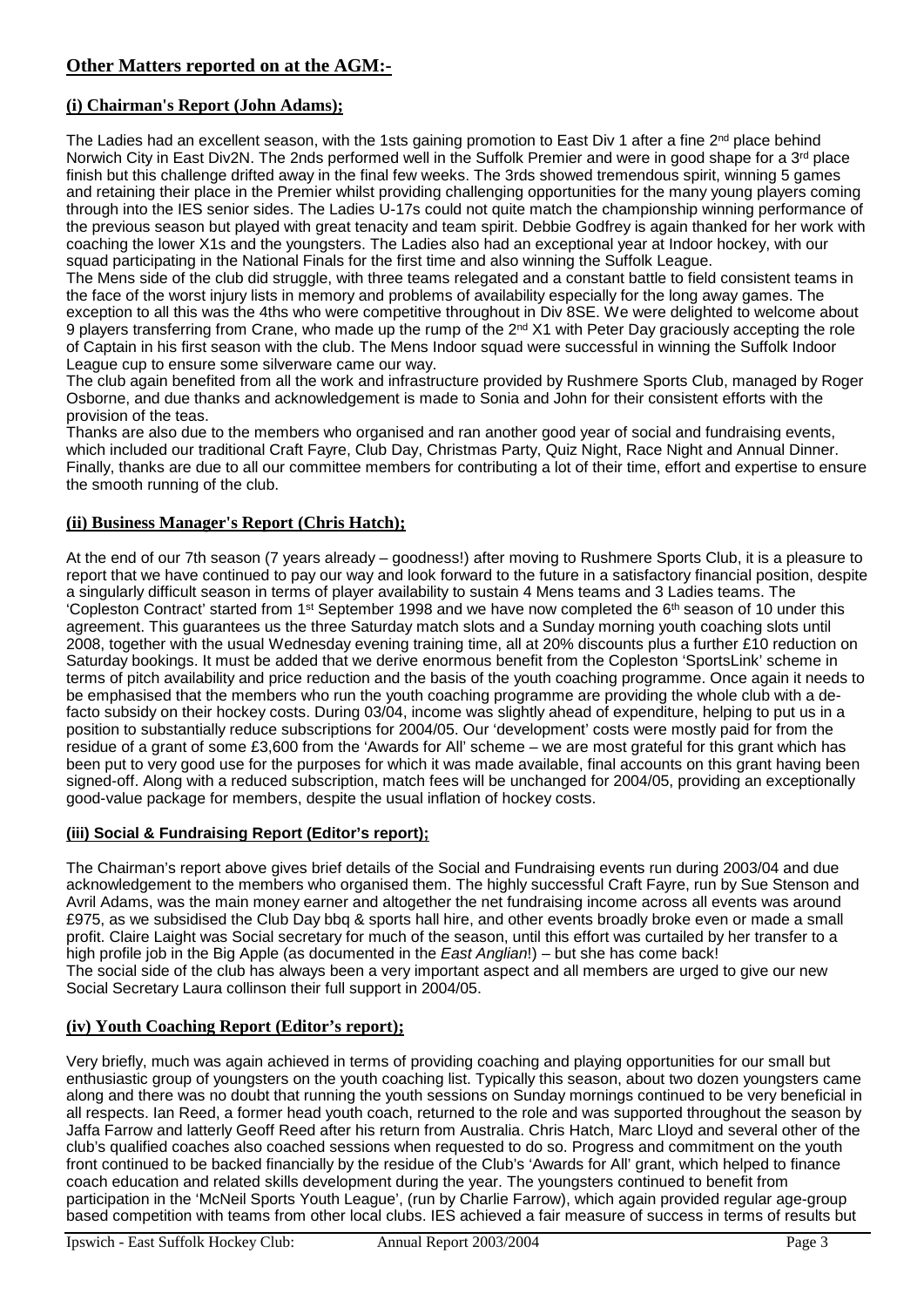## Other Matters reported on at the AGM:-

### (i) Chairman's Report (John Adams);

The Ladies had an excellent season, with the 1sts gaining promotion to East Div 1 after a fine 2nd place behind Norwich City in East Div2N. The 2nds performed well in the Suffolk Premier and were in good shape for a 3rd place finish but this challenge drifted away in the final few weeks. The 3rds showed tremendous spirit, winning 5 games and retaining their place in the Premier whilst providing challenging opportunities for the many young players coming through into the IES senior sides. The Ladies U-17s could not quite match the championship winning performance of the previous season but played with great tenacity and team spirit. Debbie Godfrey is again thanked for her work with coaching the lower X1s and the youngsters. The Ladies also had an exceptional year at Indoor hockey, with our squad participating in the National Finals for the first time and also winning the Suffolk League.

The Mens side of the club did struggle, with three teams relegated and a constant battle to field consistent teams in the face of the worst injury lists in memory and problems of availability especially for the long away games. The exception to all this was the 4ths who were competitive throughout in Div 8SE. We were delighted to welcome about 9 players transferring from Crane, who made up the rump of the 2nd X1 with Peter Day graciously accepting the role of Captain in his first season with the club. The Mens Indoor squad were successful in winning the Suffolk Indoor League cup to ensure some silverware came our way.

The club again benefited from all the work and infrastructure provided by Rushmere Sports Club, managed by Roger Osborne, and due thanks and acknowledgement is made to Sonia and John for their consistent efforts with the provision of the teas.

Thanks are also due to the members who organised and ran another good year of social and fundraising events, which included our traditional Craft Fayre, Club Day, Christmas Party, Quiz Night, Race Night and Annual Dinner. Finally, thanks are due to all our committee members for contributing a lot of their time, effort and expertise to ensure the smooth running of the club.

### (ii) Business Manager's Report (Chris Hatch);

At the end of our 7th season (7 years already – goodness!) after moving to Rushmere Sports Club, it is a pleasure to report that we have continued to pay our way and look forward to the future in a satisfactory financial position, despite a singularly difficult season in terms of player availability to sustain 4 Mens teams and 3 Ladies teams. The 'Copleston Contract' started from 1st September 1998 and we have now completed the 6th season of 10 under this agreement. This guarantees us the three Saturday match slots and a Sunday morning youth coaching slots until 2008, together with the usual Wednesday evening training time, all at 20% discounts plus a further £10 reduction on Saturday bookings. It must be added that we derive enormous benefit from the Copleston 'SportsLink' scheme in terms of pitch availability and price reduction and the basis of the youth coaching programme. Once again it needs to be emphasised that the members who run the youth coaching programme are providing the whole club with a de-facto subsidy on their hockey costs. During 03/04, income was slightly ahead of expenditure, helping to put us in a position to substantially reduce subscriptions for 2004/05. Our 'development' costs were mostly paid for from the residue of a grant of some £3,600 from the 'Awards for All' scheme – we are most grateful for this grant which has been put to very good use for the purposes for which it was made available, final accounts on this grant having been signed-off. Along with a reduced subscription, match fees will be unchanged for 2004/05, providing an exceptionally good-value package for members, despite the usual inflation of hockey costs.

### (iii) Social & Fundraising Report (Editor's report);

The Chairman's report above gives brief details of the Social and Fundraising events run during 2003/04 and due acknowledgement to the members who organised them. The highly successful Craft Fayre, run by Sue Stenson and Avril Adams, was the main money earner and altogether the net fundraising income across all events was around £975, as we subsidised the Club Day bbq & sports hall hire, and other events broadly broke even or made a small profit. Claire Laight was Social secretary for much of the season, until this effort was curtailed by her transfer to a high profile job in the Big Apple (as documented in the *East Anglian*!) – but she has come back!

The social side of the club has always been a very important aspect and all members are urged to give our new Social Secretary Laura collinson their full support in 2004/05.

### (iv) Youth Coaching Report (Editor's report);

Very briefly, much was again achieved in terms of providing coaching and playing opportunities for our small but enthusiastic group of youngsters on the youth coaching list. Typically this season, about two dozen youngsters came along and there was no doubt that running the youth sessions on Sunday mornings continued to be very beneficial in all respects. Ian Reed, a former head youth coach, returned to the role and was supported throughout the season by Jaffa Farrow and latterly Geoff Reed after his return from Australia. Chris Hatch, Marc Lloyd and several other of the club's qualified coaches also coached sessions when requested to do so. Progress and commitment on the youth front continued to be backed financially by the residue of the Club's 'Awards for All' grant, which helped to finance coach education and related skills development during the year. The youngsters continued to benefit from participation in the 'McNeil Sports Youth League', (run by Charlie Farrow), which again provided regular age-group based competition with teams from other local clubs. IES achieved a fair measure of success in terms of results but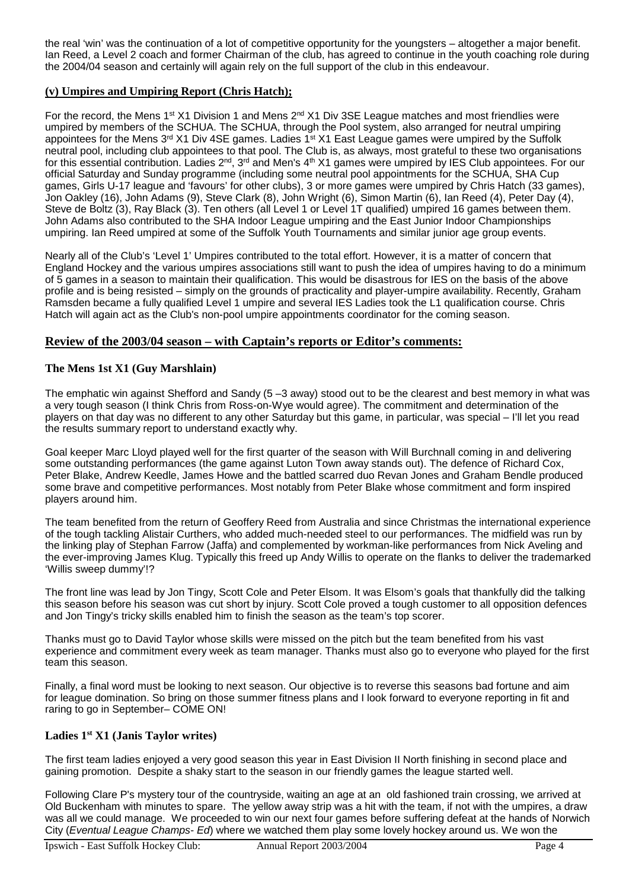the real 'win' was the continuation of a lot of competitive opportunity for the youngsters – altogether a major benefit. Ian Reed, a Level 2 coach and former Chairman of the club, has agreed to continue in the youth coaching role during the 2004/04 season and certainly will again rely on the full support of the club in this endeavour.

### (v) Umpires and Umpiring Report (Chris Hatch);

For the record, the Mens 1st X1 Division 1 and Mens 2nd X1 Div 3SE League matches and most friendlies were umpired by members of the SCHUA. The SCHUA, through the Pool system, also arranged for neutral umpiring appointees for the Mens 3rd X1 Div 4SE games. Ladies 1st X1 East League games were umpired by the Suffolk neutral pool, including club appointees to that pool. The Club is, as always, most grateful to these two organisations for this essential contribution. Ladies 2nd, 3rd and Men's 4th X1 games were umpired by IES Club appointees. For our official Saturday and Sunday programme (including some neutral pool appointments for the SCHUA, SHA Cup games, Girls U-17 league and 'favours' for other clubs), 3 or more games were umpired by Chris Hatch (33 games), Jon Oakley (16), John Adams (9), Steve Clark (8), John Wright (6), Simon Martin (6), Ian Reed (4), Peter Day (4), Steve de Boltz (3), Ray Black (3). Ten others (all Level 1 or Level 1T qualified) umpired 16 games between them. John Adams also contributed to the SHA Indoor League umpiring and the East Junior Indoor Championships umpiring. Ian Reed umpired at some of the Suffolk Youth Tournaments and similar junior age group events.

Nearly all of the Club's 'Level 1' Umpires contributed to the total effort. However, it is a matter of concern that England Hockey and the various umpires associations still want to push the idea of umpires having to do a minimum of 5 games in a season to maintain their qualification. This would be disastrous for IES on the basis of the above profile and is being resisted – simply on the grounds of practicality and player-umpire availability. Recently, Graham Ramsden became a fully qualified Level 1 umpire and several IES Ladies took the L1 qualification course. Chris Hatch will again act as the Club's non-pool umpire appointments coordinator for the coming season.

## Review of the 2003/04 season – with Captain's reports or Editor's comments:

### The Mens 1st X1 (Guy Marshlain)

The emphatic win against Shefford and Sandy (5 –3 away) stood out to be the clearest and best memory in what was a very tough season (I think Chris from Ross-on-Wye would agree). The commitment and determination of the players on that day was no different to any other Saturday but this game, in particular, was special – I'll let you read the results summary report to understand exactly why.

Goal keeper Marc Lloyd played well for the first quarter of the season with Will Burchnall coming in and delivering some outstanding performances (the game against Luton Town away stands out). The defence of Richard Cox, Peter Blake, Andrew Keedle, James Howe and the battled scarred duo Revan Jones and Graham Bendle produced some brave and competitive performances. Most notably from Peter Blake whose commitment and form inspired players around him.

The team benefited from the return of Geoffery Reed from Australia and since Christmas the international experience of the tough tackling Alistair Curthers, who added much-needed steel to our performances. The midfield was run by the linking play of Stephan Farrow (Jaffa) and complemented by workman-like performances from Nick Aveling and the ever-improving James Klug. Typically this freed up Andy Willis to operate on the flanks to deliver the trademarked 'Willis sweep dummy'!?

The front line was lead by Jon Tingy, Scott Cole and Peter Elsom. It was Elsom's goals that thankfully did the talking this season before his season was cut short by injury. Scott Cole proved a tough customer to all opposition defences and Jon Tingy's tricky skills enabled him to finish the season as the team's top scorer.

Thanks must go to David Taylor whose skills were missed on the pitch but the team benefited from his vast experience and commitment every week as team manager. Thanks must also go to everyone who played for the first team this season.

Finally, a final word must be looking to next season. Our objective is to reverse this seasons bad fortune and aim for league domination. So bring on those summer fitness plans and I look forward to everyone reporting in fit and raring to go in September– COME ON!

### Ladies 1st X1 (Janis Taylor writes)

The first team ladies enjoyed a very good season this year in East Division II North finishing in second place and gaining promotion. Despite a shaky start to the season in our friendly games the league started well.

Following Clare P's mystery tour of the countryside, waiting an age at an old fashioned train crossing, we arrived at Old Buckenham with minutes to spare. The yellow away strip was a hit with the team, if not with the umpires, a draw was all we could manage. We proceeded to win our next four games before suffering defeat at the hands of Norwich City (*Eventual League Champs- Ed*) where we watched them play some lovely hockey around us. We won the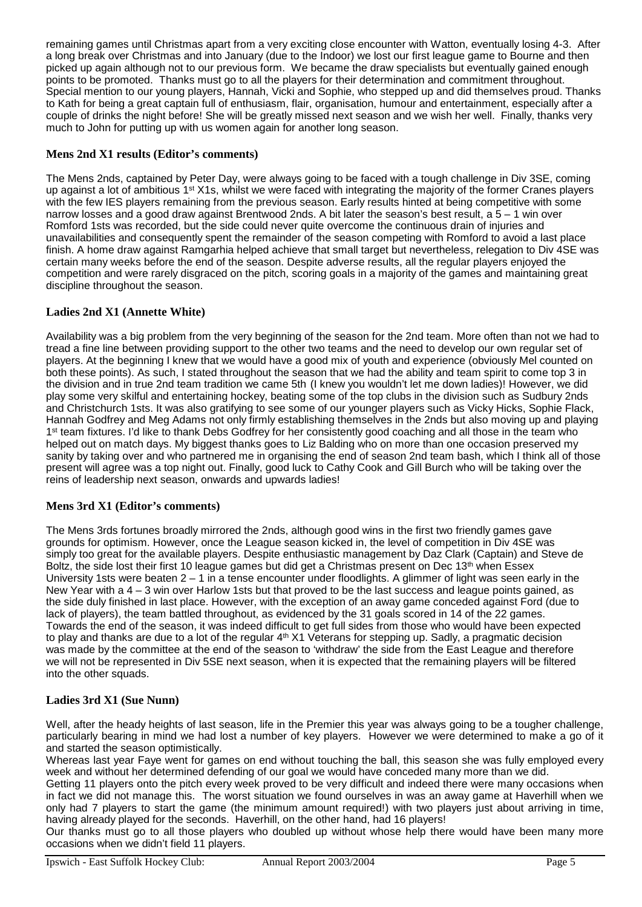remaining games until Christmas apart from a very exciting close encounter with Watton, eventually losing 4-3. After a long break over Christmas and into January (due to the Indoor) we lost our first league game to Bourne and then picked up again although not to our previous form. We became the draw specialists but eventually gained enough points to be promoted. Thanks must go to all the players for their determination and commitment throughout. Special mention to our young players, Hannah, Vicki and Sophie, who stepped up and did themselves proud. Thanks to Kath for being a great captain full of enthusiasm, flair, organisation, humour and entertainment, especially after a couple of drinks the night before! She will be greatly missed next season and we wish her well. Finally, thanks very much to John for putting up with us women again for another long season.

### Mens 2nd X1 results (Editor's comments)

The Mens 2nds, captained by Peter Day, were always going to be faced with a tough challenge in Div 3SE, coming up against a lot of ambitious 1st X1s, whilst we were faced with integrating the majority of the former Cranes players with the few IES players remaining from the previous season. Early results hinted at being competitive with some narrow losses and a good draw against Brentwood 2nds. A bit later the season's best result, a 5 – 1 win over Romford 1sts was recorded, but the side could never quite overcome the continuous drain of injuries and unavailabilities and consequently spent the remainder of the season competing with Romford to avoid a last place finish. A home draw against Ramgarhia helped achieve that small target but nevertheless, relegation to Div 4SE was certain many weeks before the end of the season. Despite adverse results, all the regular players enjoyed the competition and were rarely disgraced on the pitch, scoring goals in a majority of the games and maintaining great discipline throughout the season.

### Ladies 2nd X1 (Annette White)

Availability was a big problem from the very beginning of the season for the 2nd team. More often than not we had to tread a fine line between providing support to the other two teams and the need to develop our own regular set of players. At the beginning I knew that we would have a good mix of youth and experience (obviously Mel counted on both these points). As such, I stated throughout the season that we had the ability and team spirit to come top 3 in the division and in true 2nd team tradition we came 5th (I knew you wouldn't let me down ladies)! However, we did play some very skilful and entertaining hockey, beating some of the top clubs in the division such as Sudbury 2nds and Christchurch 1sts. It was also gratifying to see some of our younger players such as Vicky Hicks, Sophie Flack, Hannah Godfrey and Meg Adams not only firmly establishing themselves in the 2nds but also moving up and playing 1st team fixtures. I'd like to thank Debs Godfrey for her consistently good coaching and all those in the team who helped out on match days. My biggest thanks goes to Liz Balding who on more than one occasion preserved my sanity by taking over and who partnered me in organising the end of season 2nd team bash, which I think all of those present will agree was a top night out. Finally, good luck to Cathy Cook and Gill Burch who will be taking over the reins of leadership next season, onwards and upwards ladies!

### Mens 3rd X1 (Editor's comments)

The Mens 3rds fortunes broadly mirrored the 2nds, although good wins in the first two friendly games gave grounds for optimism. However, once the League season kicked in, the level of competition in Div 4SE was simply too great for the available players. Despite enthusiastic management by Daz Clark (Captain) and Steve de Boltz, the side lost their first 10 league games but did get a Christmas present on Dec 13th when Essex University 1sts were beaten 2 – 1 in a tense encounter under floodlights. A glimmer of light was seen early in the New Year with a 4 – 3 win over Harlow 1sts but that proved to be the last success and league points gained, as the side duly finished in last place. However, with the exception of an away game conceded against Ford (due to lack of players), the team battled throughout, as evidenced by the 31 goals scored in 14 of the 22 games. Towards the end of the season, it was indeed difficult to get full sides from those who would have been expected to play and thanks are due to a lot of the regular 4th X1 Veterans for stepping up. Sadly, a pragmatic decision was made by the committee at the end of the season to 'withdraw' the side from the East League and therefore we will not be represented in Div 5SE next season, when it is expected that the remaining players will be filtered into the other squads.

### Ladies 3rd X1 (Sue Nunn)

Well, after the heady heights of last season, life in the Premier this year was always going to be a tougher challenge, particularly bearing in mind we had lost a number of key players. However we were determined to make a go of it and started the season optimistically.

Whereas last year Faye went for games on end without touching the ball, this season she was fully employed every week and without her determined defending of our goal we would have conceded many more than we did.

Getting 11 players onto the pitch every week proved to be very difficult and indeed there were many occasions when in fact we did not manage this. The worst situation we found ourselves in was an away game at Haverhill when we only had 7 players to start the game (the minimum amount required!) with two players just about arriving in time, having already played for the seconds. Haverhill, on the other hand, had 16 players!

Our thanks must go to all those players who doubled up without whose help there would have been many more occasions when we didn't field 11 players.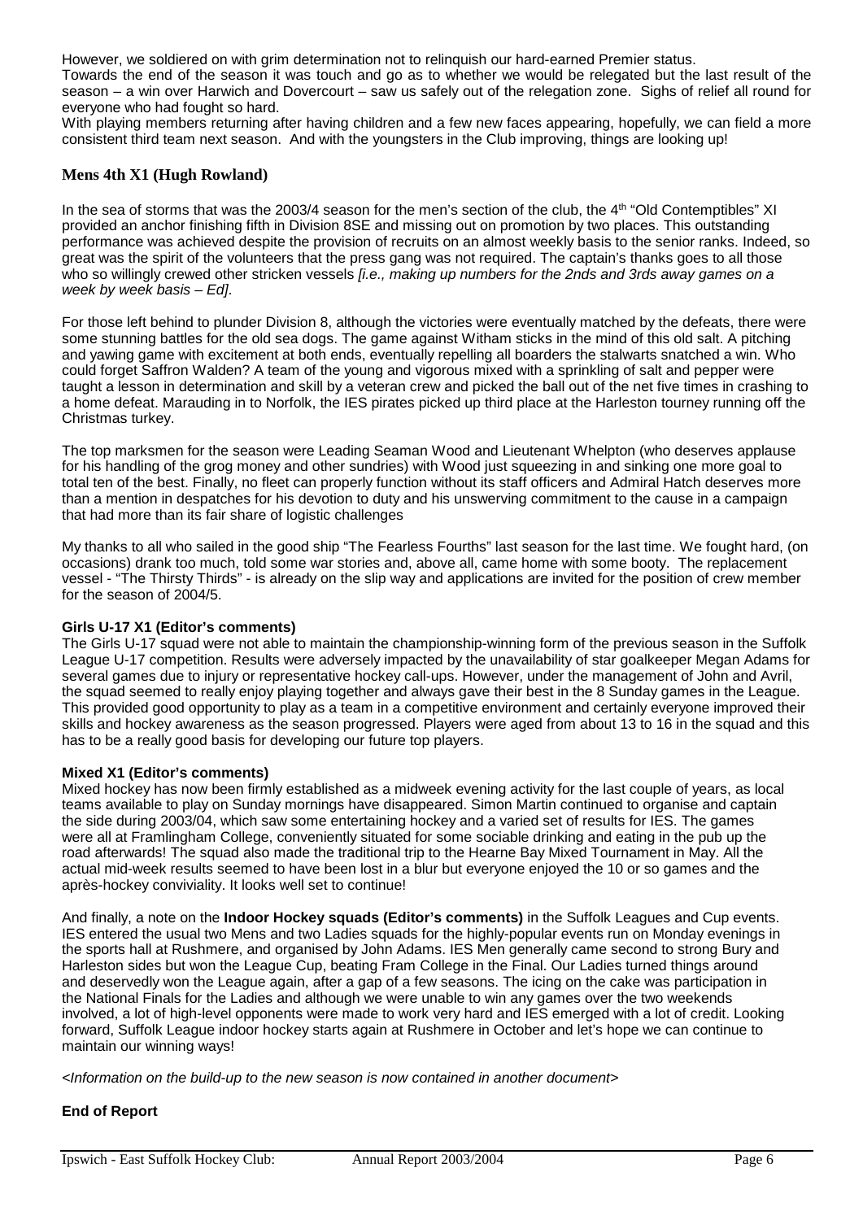However, we soldiered on with grim determination not to relinquish our hard-earned Premier status.
Towards the end of the season it was touch and go as to whether we would be relegated but the last result of the season – a win over Harwich and Dovercourt – saw us safely out of the relegation zone. Sighs of relief all round for everyone who had fought so hard.
With playing members returning after having children and a few new faces appearing, hopefully, we can field a more consistent third team next season. And with the youngsters in the Club improving, things are looking up!

### Mens 4th X1 (Hugh Rowland)

In the sea of storms that was the 2003/4 season for the men's section of the club, the 4th "Old Contemptibles" XI provided an anchor finishing fifth in Division 8SE and missing out on promotion by two places. This outstanding performance was achieved despite the provision of recruits on an almost weekly basis to the senior ranks. Indeed, so great was the spirit of the volunteers that the press gang was not required. The captain's thanks goes to all those who so willingly crewed other stricken vessels *[i.e., making up numbers for the 2nds and 3rds away games on a week by week basis – Ed]*.

For those left behind to plunder Division 8, although the victories were eventually matched by the defeats, there were some stunning battles for the old sea dogs. The game against Witham sticks in the mind of this old salt. A pitching and yawing game with excitement at both ends, eventually repelling all boarders the stalwarts snatched a win. Who could forget Saffron Walden? A team of the young and vigorous mixed with a sprinkling of salt and pepper were taught a lesson in determination and skill by a veteran crew and picked the ball out of the net five times in crashing to a home defeat. Marauding in to Norfolk, the IES pirates picked up third place at the Harleston tourney running off the Christmas turkey.

The top marksmen for the season were Leading Seaman Wood and Lieutenant Whelpton (who deserves applause for his handling of the grog money and other sundries) with Wood just squeezing in and sinking one more goal to total ten of the best. Finally, no fleet can properly function without its staff officers and Admiral Hatch deserves more than a mention in despatches for his devotion to duty and his unswerving commitment to the cause in a campaign that had more than its fair share of logistic challenges

My thanks to all who sailed in the good ship "The Fearless Fourths" last season for the last time. We fought hard, (on occasions) drank too much, told some war stories and, above all, came home with some booty. The replacement vessel - "The Thirsty Thirds" - is already on the slip way and applications are invited for the position of crew member for the season of 2004/5.

**Girls U-17 X1 (Editor's comments)**
The Girls U-17 squad were not able to maintain the championship-winning form of the previous season in the Suffolk League U-17 competition. Results were adversely impacted by the unavailability of star goalkeeper Megan Adams for several games due to injury or representative hockey call-ups. However, under the management of John and Avril, the squad seemed to really enjoy playing together and always gave their best in the 8 Sunday games in the League. This provided good opportunity to play as a team in a competitive environment and certainly everyone improved their skills and hockey awareness as the season progressed. Players were aged from about 13 to 16 in the squad and this has to be a really good basis for developing our future top players.

**Mixed X1 (Editor's comments)**
Mixed hockey has now been firmly established as a midweek evening activity for the last couple of years, as local teams available to play on Sunday mornings have disappeared. Simon Martin continued to organise and captain the side during 2003/04, which saw some entertaining hockey and a varied set of results for IES. The games were all at Framlingham College, conveniently situated for some sociable drinking and eating in the pub up the road afterwards! The squad also made the traditional trip to the Hearne Bay Mixed Tournament in May. All the actual mid-week results seemed to have been lost in a blur but everyone enjoyed the 10 or so games and the après-hockey conviviality. It looks well set to continue!

And finally, a note on the **Indoor Hockey squads (Editor's comments)** in the Suffolk Leagues and Cup events. IES entered the usual two Mens and two Ladies squads for the highly-popular events run on Monday evenings in the sports hall at Rushmere, and organised by John Adams. IES Men generally came second to strong Bury and Harleston sides but won the League Cup, beating Fram College in the Final. Our Ladies turned things around and deservedly won the League again, after a gap of a few seasons. The icing on the cake was participation in the National Finals for the Ladies and although we were unable to win any games over the two weekends involved, a lot of high-level opponents were made to work very hard and IES emerged with a lot of credit. Looking forward, Suffolk League indoor hockey starts again at Rushmere in October and let's hope we can continue to maintain our winning ways!

*<Information on the build-up to the new season is now contained in another document>*

**End of Report**